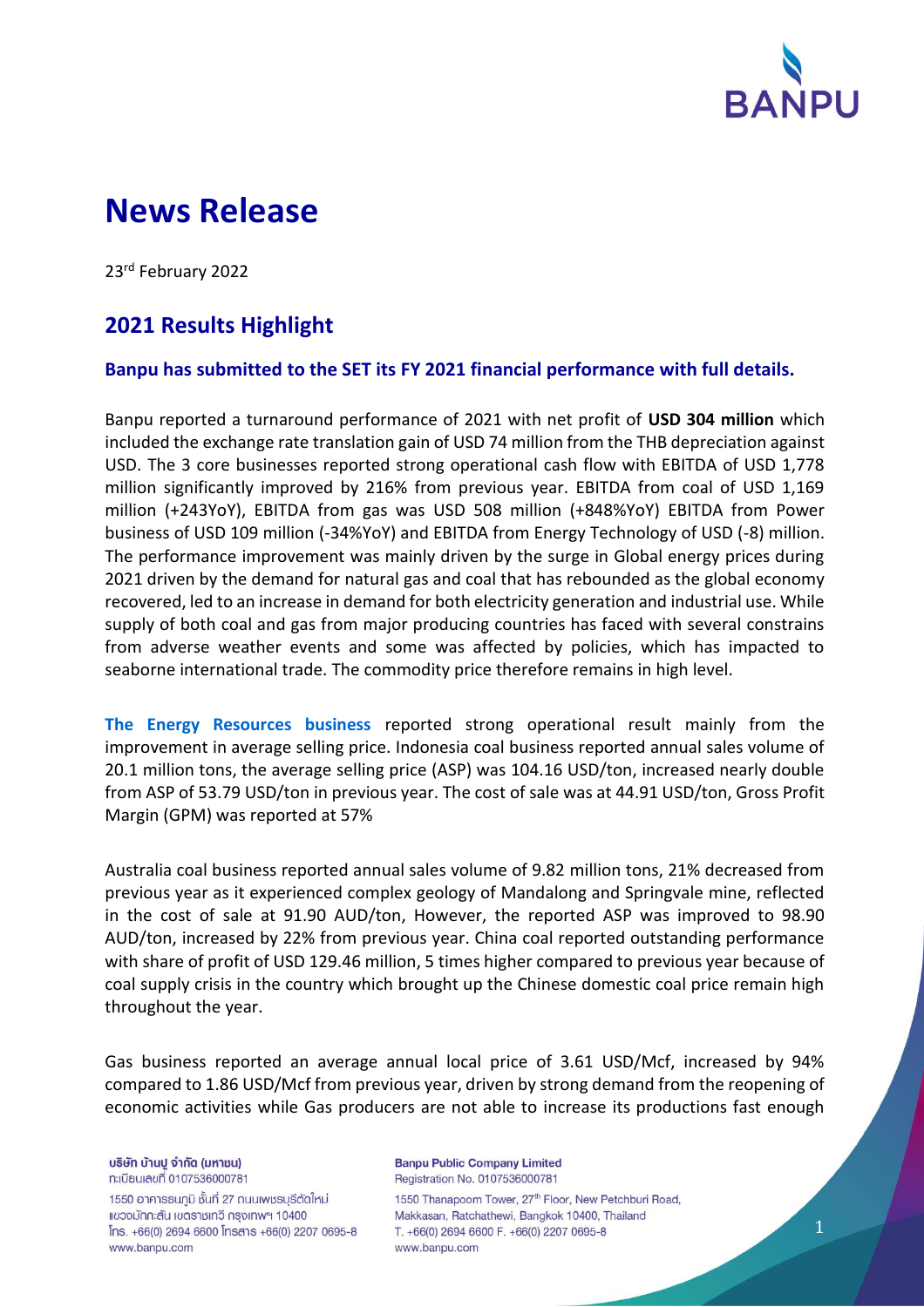# News Release

23rd February 2022

## 2021 Results Highlight

### Banpu has submitted to the SET its FY 2021 financial performance with full details.

Banpu reported a turnaround performance of 2021 with net profit of **USD 304 million** which included the exchange rate translation gain of USD 74 million from the THB depreciation against USD. The 3 core businesses reported strong operational cash flow with EBITDA of USD 1,778 million significantly improved by 216% from previous year. EBITDA from coal of USD 1,169 million (+243YoY), EBITDA from gas was USD 508 million (+848%YoY) EBITDA from Power business of USD 109 million (-34%YoY) and EBITDA from Energy Technology of USD (-8) million. The performance improvement was mainly driven by the surge in Global energy prices during 2021 driven by the demand for natural gas and coal that has rebounded as the global economy recovered, led to an increase in demand for both electricity generation and industrial use. While supply of both coal and gas from major producing countries has faced with several constrains from adverse weather events and some was affected by policies, which has impacted to seaborne international trade. The commodity price therefore remains in high level.

**The Energy Resources business** reported strong operational result mainly from the improvement in average selling price. Indonesia coal business reported annual sales volume of 20.1 million tons, the average selling price (ASP) was 104.16 USD/ton, increased nearly double from ASP of 53.79 USD/ton in previous year. The cost of sale was at 44.91 USD/ton, Gross Profit Margin (GPM) was reported at 57%

Australia coal business reported annual sales volume of 9.82 million tons, 21% decreased from previous year as it experienced complex geology of Mandalong and Springvale mine, reflected in the cost of sale at 91.90 AUD/ton, However, the reported ASP was improved to 98.90 AUD/ton, increased by 22% from previous year. China coal reported outstanding performance with share of profit of USD 129.46 million, 5 times higher compared to previous year because of coal supply crisis in the country which brought up the Chinese domestic coal price remain high throughout the year.

Gas business reported an average annual local price of 3.61 USD/Mcf, increased by 94% compared to 1.86 USD/Mcf from previous year, driven by strong demand from the reopening of economic activities while Gas producers are not able to increase its productions fast enough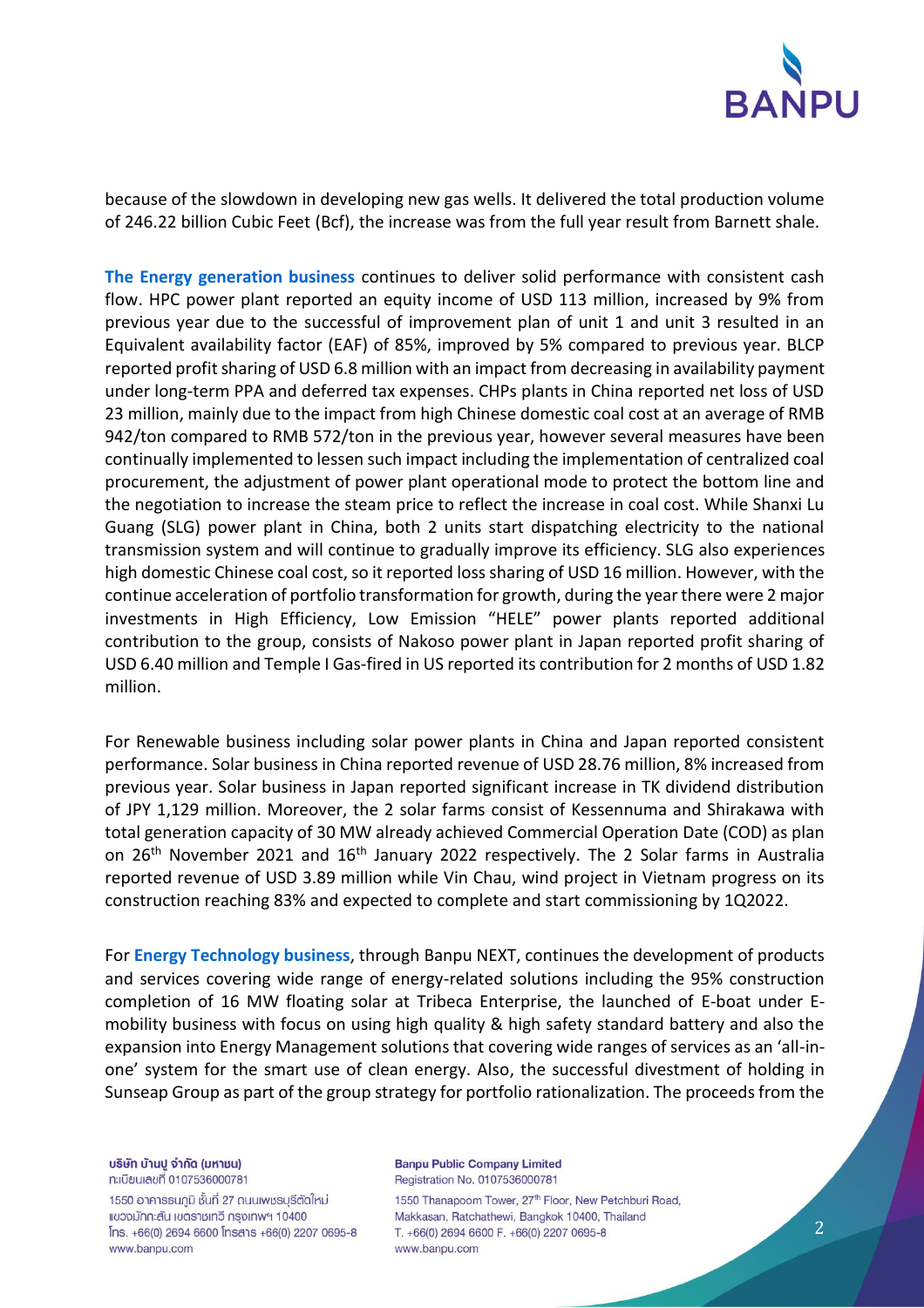because of the slowdown in developing new gas wells. It delivered the total production volume of 246.22 billion Cubic Feet (Bcf), the increase was from the full year result from Barnett shale.

**The Energy generation business** continues to deliver solid performance with consistent cash flow. HPC power plant reported an equity income of USD 113 million, increased by 9% from previous year due to the successful of improvement plan of unit 1 and unit 3 resulted in an Equivalent availability factor (EAF) of 85%, improved by 5% compared to previous year. BLCP reported profit sharing of USD 6.8 million with an impact from decreasing in availability payment under long-term PPA and deferred tax expenses. CHPs plants in China reported net loss of USD 23 million, mainly due to the impact from high Chinese domestic coal cost at an average of RMB 942/ton compared to RMB 572/ton in the previous year, however several measures have been continually implemented to lessen such impact including the implementation of centralized coal procurement, the adjustment of power plant operational mode to protect the bottom line and the negotiation to increase the steam price to reflect the increase in coal cost. While Shanxi Lu Guang (SLG) power plant in China, both 2 units start dispatching electricity to the national transmission system and will continue to gradually improve its efficiency. SLG also experiences high domestic Chinese coal cost, so it reported loss sharing of USD 16 million. However, with the continue acceleration of portfolio transformation for growth, during the year there were 2 major investments in High Efficiency, Low Emission "HELE" power plants reported additional contribution to the group, consists of Nakoso power plant in Japan reported profit sharing of USD 6.40 million and Temple I Gas-fired in US reported its contribution for 2 months of USD 1.82 million.

For Renewable business including solar power plants in China and Japan reported consistent performance. Solar business in China reported revenue of USD 28.76 million, 8% increased from previous year. Solar business in Japan reported significant increase in TK dividend distribution of JPY 1,129 million. Moreover, the 2 solar farms consist of Kessennuma and Shirakawa with total generation capacity of 30 MW already achieved Commercial Operation Date (COD) as plan on 26th November 2021 and 16th January 2022 respectively. The 2 Solar farms in Australia reported revenue of USD 3.89 million while Vin Chau, wind project in Vietnam progress on its construction reaching 83% and expected to complete and start commissioning by 1Q2022.

For **Energy Technology business**, through Banpu NEXT, continues the development of products and services covering wide range of energy-related solutions including the 95% construction completion of 16 MW floating solar at Tribeca Enterprise, the launched of E-boat under E-mobility business with focus on using high quality & high safety standard battery and also the expansion into Energy Management solutions that covering wide ranges of services as an 'all-in-one' system for the smart use of clean energy. Also, the successful divestment of holding in Sunseap Group as part of the group strategy for portfolio rationalization. The proceeds from the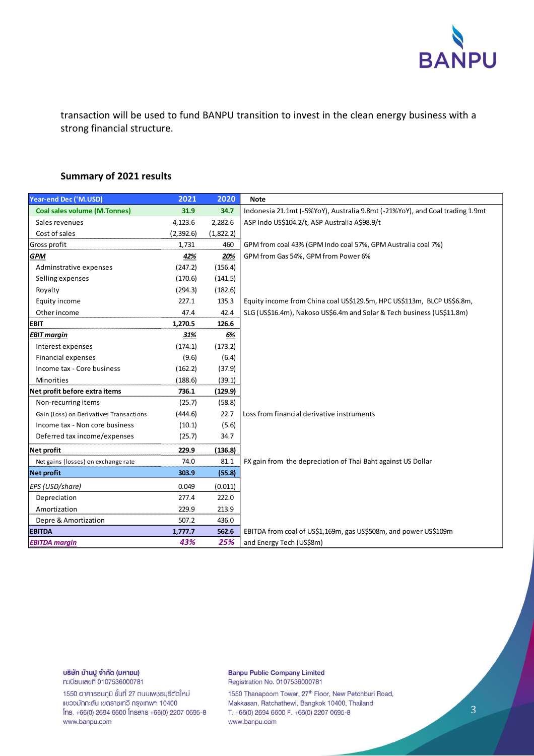transaction will be used to fund BANPU transition to invest in the clean energy business with a strong financial structure.

## Summary of 2021 results

| Year-end Dec ('M.USD) | 2021 | 2020 | Note |
|---|---|---|---|
| **Coal sales volume (M.Tonnes)** | **31.9** | **34.7** | Indonesia 21.1mt (-5%YoY), Australia 9.8mt (-21%YoY), and Coal trading 1.9mt |
| Sales revenues | 4,123.6 | 2,282.6 | ASP Indo US$104.2/t, ASP Australia A$98.9/t |
| Cost of sales | (2,392.6) | (1,822.2) | |
| Gross profit | 1,731 | 460 | GPM from coal 43% (GPM Indo coal 57%, GPM Australia coal 7%) |
| ***GPM*** | ***42%*** | ***20%*** | GPM from Gas 54%, GPM from Power 6% |
| Adminstrative expenses | (247.2) | (156.4) | |
| Selling expenses | (170.6) | (141.5) | |
| Royalty | (294.3) | (182.6) | |
| Equity income | 227.1 | 135.3 | Equity income from China coal US$129.5m, HPC US$113m, BLCP US$6.8m, |
| Other income | 47.4 | 42.4 | SLG (US$16.4m), Nakoso US$6.4m and Solar & Tech business (US$11.8m) |
| **EBIT** | **1,270.5** | **126.6** | |
| ***EBIT margin*** | ***31%*** | ***6%*** | |
| Interest expenses | (174.1) | (173.2) | |
| Financial expenses | (9.6) | (6.4) | |
| Income tax - Core business | (162.2) | (37.9) | |
| Minorities | (188.6) | (39.1) | |
| **Net profit before extra items** | **736.1** | **(129.9)** | |
| Non-recurring items | (25.7) | (58.8) | |
| Gain (Loss) on Derivatives Transactions | (444.6) | 22.7 | Loss from financial derivative instruments |
| Income tax - Non core business | (10.1) | (5.6) | |
| Deferred tax income/expenses | (25.7) | 34.7 | |
| **Net profit** | **229.9** | **(136.8)** | |
| Net gains (losses) on exchange rate | 74.0 | 81.1 | FX gain from the depreciation of Thai Baht against US Dollar |
| **Net profit** | **303.9** | **(55.8)** | |
| *EPS (USD/share)* | 0.049 | (0.011) | |
| Depreciation | 277.4 | 222.0 | |
| Amortization | 229.9 | 213.9 | |
| Depre & Amortization | 507.2 | 436.0 | |
| **EBITDA** | **1,777.7** | **562.6** | EBITDA from coal of US$1,169m, gas US$508m, and power US$109m |
| ***EBITDA margin*** | ***43%*** | ***25%*** | and Energy Tech (US$8m) |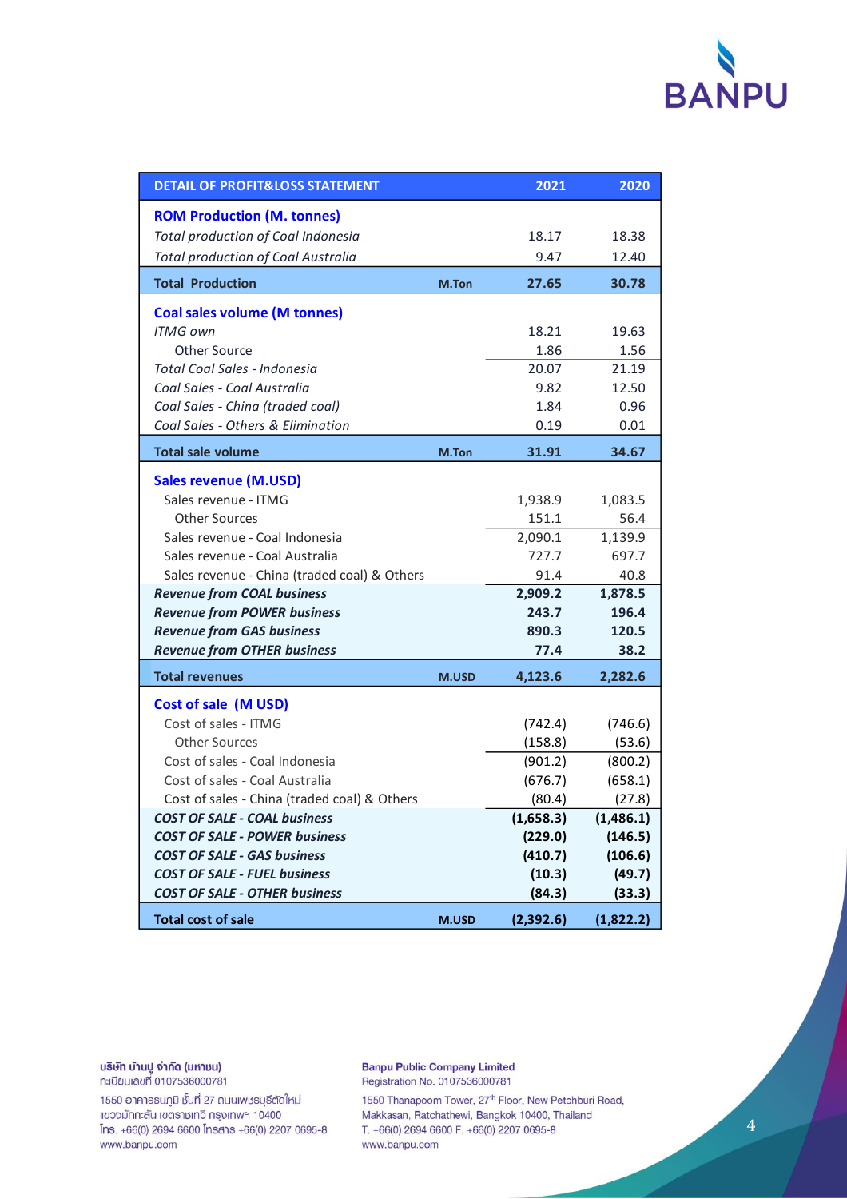| DETAIL OF PROFIT&LOSS STATEMENT | | 2021 | 2020 |
|---|---|---|---|
| **ROM Production (M. tonnes)** | | | |
| *Total production of Coal Indonesia* | | 18.17 | 18.38 |
| *Total production of Coal Australia* | | 9.47 | 12.40 |
| **Total Production** | **M.Ton** | **27.65** | **30.78** |
| **Coal sales volume (M tonnes)** | | | |
| *ITMG own* | | 18.21 | 19.63 |
| Other Source | | 1.86 | 1.56 |
| *Total Coal Sales - Indonesia* | | 20.07 | 21.19 |
| *Coal Sales - Coal Australia* | | 9.82 | 12.50 |
| *Coal Sales - China (traded coal)* | | 1.84 | 0.96 |
| *Coal Sales - Others & Elimination* | | 0.19 | 0.01 |
| **Total sale volume** | **M.Ton** | **31.91** | **34.67** |
| **Sales revenue (M.USD)** | | | |
| Sales revenue - ITMG | | 1,938.9 | 1,083.5 |
| Other Sources | | 151.1 | 56.4 |
| Sales revenue - Coal Indonesia | | 2,090.1 | 1,139.9 |
| Sales revenue - Coal Australia | | 727.7 | 697.7 |
| Sales revenue - China (traded coal) & Others | | 91.4 | 40.8 |
| ***Revenue from COAL business*** | | **2,909.2** | **1,878.5** |
| ***Revenue from POWER business*** | | **243.7** | **196.4** |
| ***Revenue from GAS business*** | | **890.3** | **120.5** |
| ***Revenue from OTHER business*** | | **77.4** | **38.2** |
| **Total revenues** | **M.USD** | **4,123.6** | **2,282.6** |
| **Cost of sale (M USD)** | | | |
| Cost of sales - ITMG | | (742.4) | (746.6) |
| Other Sources | | (158.8) | (53.6) |
| Cost of sales - Coal Indonesia | | (901.2) | (800.2) |
| Cost of sales - Coal Australia | | (676.7) | (658.1) |
| Cost of sales - China (traded coal) & Others | | (80.4) | (27.8) |
| ***COST OF SALE - COAL business*** | | **(1,658.3)** | **(1,486.1)** |
| ***COST OF SALE - POWER business*** | | **(229.0)** | **(146.5)** |
| ***COST OF SALE - GAS business*** | | **(410.7)** | **(106.6)** |
| ***COST OF SALE - FUEL business*** | | **(10.3)** | **(49.7)** |
| ***COST OF SALE - OTHER business*** | | **(84.3)** | **(33.3)** |
| **Total cost of sale** | **M.USD** | **(2,392.6)** | **(1,822.2)** |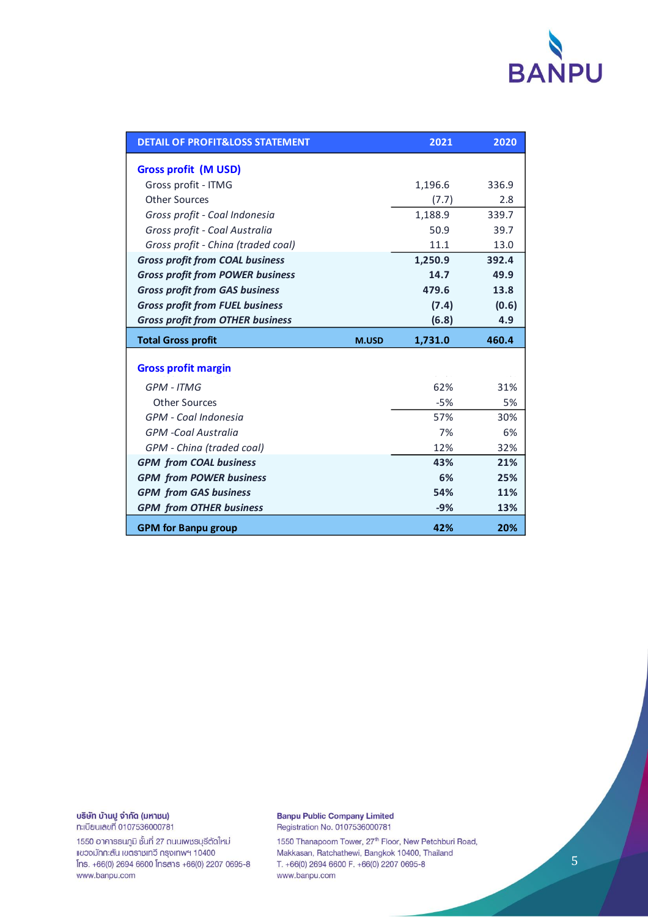| DETAIL OF PROFIT&LOSS STATEMENT | | 2021 | 2020 |
|---|---|---|---|
| **Gross profit (M USD)** | | | |
| Gross profit - ITMG | | 1,196.6 | 336.9 |
| Other Sources | | (7.7) | 2.8 |
| *Gross profit - Coal Indonesia* | | 1,188.9 | 339.7 |
| *Gross profit - Coal Australia* | | 50.9 | 39.7 |
| *Gross profit - China (traded coal)* | | 11.1 | 13.0 |
| ***Gross profit from COAL business*** | | **1,250.9** | **392.4** |
| ***Gross profit from POWER business*** | | **14.7** | **49.9** |
| ***Gross profit from GAS business*** | | **479.6** | **13.8** |
| ***Gross profit from FUEL business*** | | **(7.4)** | **(0.6)** |
| ***Gross profit from OTHER business*** | | **(6.8)** | **4.9** |
| **Total Gross profit** | **M.USD** | **1,731.0** | **460.4** |
| **Gross profit margin** | | | |
| *GPM - ITMG* | | 62% | 31% |
| Other Sources | | -5% | 5% |
| *GPM - Coal Indonesia* | | 57% | 30% |
| *GPM -Coal Australia* | | 7% | 6% |
| *GPM - China (traded coal)* | | 12% | 32% |
| ***GPM from COAL business*** | | **43%** | **21%** |
| ***GPM from POWER business*** | | **6%** | **25%** |
| ***GPM from GAS business*** | | **54%** | **11%** |
| ***GPM from OTHER business*** | | **-9%** | **13%** |
| **GPM for Banpu group** | | **42%** | **20%** |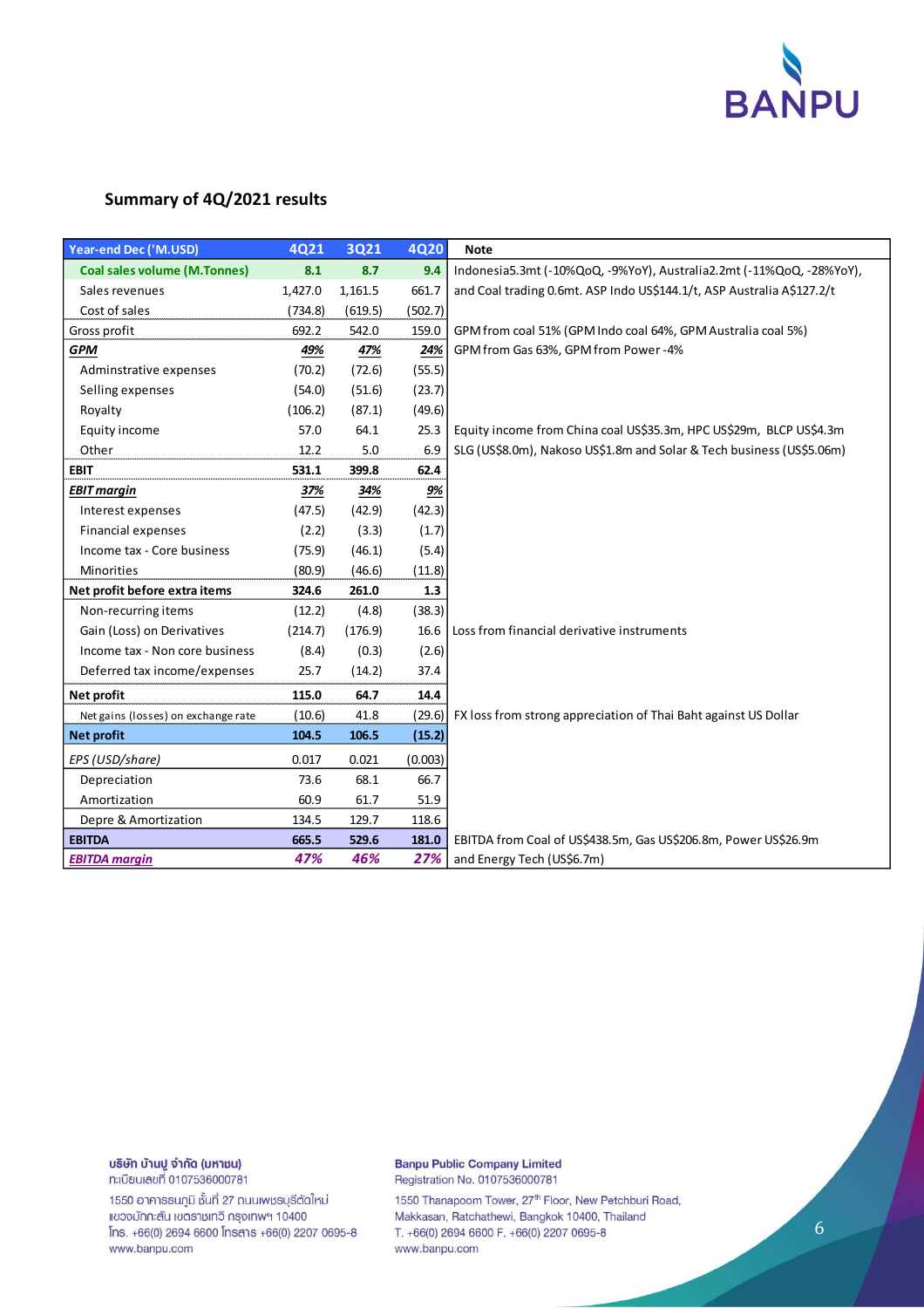## Summary of 4Q/2021 results

| Year-end Dec ('M.USD) | 4Q21 | 3Q21 | 4Q20 | Note |
|---|---|---|---|---|
| Coal sales volume (M.Tonnes) | 8.1 | 8.7 | 9.4 | Indonesia5.3mt (-10%QoQ, -9%YoY), Australia2.2mt (-11%QoQ, -28%YoY), |
| Sales revenues | 1,427.0 | 1,161.5 | 661.7 | and Coal trading 0.6mt. ASP Indo US$144.1/t, ASP Australia A$127.2/t |
| Cost of sales | (734.8) | (619.5) | (502.7) | |
| Gross profit | 692.2 | 542.0 | 159.0 | GPM from coal 51% (GPM Indo coal 64%, GPM Australia coal 5%) |
| ***GPM*** | ***49%*** | ***47%*** | ***24%*** | GPM from Gas 63%, GPM from Power -4% |
| Adminstrative expenses | (70.2) | (72.6) | (55.5) | |
| Selling expenses | (54.0) | (51.6) | (23.7) | |
| Royalty | (106.2) | (87.1) | (49.6) | |
| Equity income | 57.0 | 64.1 | 25.3 | Equity income from China coal US$35.3m, HPC US$29m, BLCP US$4.3m |
| Other | 12.2 | 5.0 | 6.9 | SLG (US$8.0m), Nakoso US$1.8m and Solar & Tech business (US$5.06m) |
| **EBIT** | **531.1** | **399.8** | **62.4** | |
| ***EBIT margin*** | ***37%*** | ***34%*** | ***9%*** | |
| Interest expenses | (47.5) | (42.9) | (42.3) | |
| Financial expenses | (2.2) | (3.3) | (1.7) | |
| Income tax - Core business | (75.9) | (46.1) | (5.4) | |
| Minorities | (80.9) | (46.6) | (11.8) | |
| **Net profit before extra items** | **324.6** | **261.0** | **1.3** | |
| Non-recurring items | (12.2) | (4.8) | (38.3) | |
| Gain (Loss) on Derivatives | (214.7) | (176.9) | 16.6 | Loss from financial derivative instruments |
| Income tax - Non core business | (8.4) | (0.3) | (2.6) | |
| Deferred tax income/expenses | 25.7 | (14.2) | 37.4 | |
| **Net profit** | **115.0** | **64.7** | **14.4** | |
| Net gains (losses) on exchange rate | (10.6) | 41.8 | (29.6) | FX loss from strong appreciation of Thai Baht against US Dollar |
| **Net profit** | **104.5** | **106.5** | **(15.2)** | |
| *EPS (USD/share)* | 0.017 | 0.021 | (0.003) | |
| Depreciation | 73.6 | 68.1 | 66.7 | |
| Amortization | 60.9 | 61.7 | 51.9 | |
| Depre & Amortization | 134.5 | 129.7 | 118.6 | |
| **EBITDA** | **665.5** | **529.6** | **181.0** | EBITDA from Coal of US$438.5m, Gas US$206.8m, Power US$26.9m |
| ***EBITDA margin*** | ***47%*** | ***46%*** | ***27%*** | and Energy Tech (US$6.7m) |

บริษัท บ้านปู จำกัด (มหาชน)
ทะเบียนเลขที่ 0107536000781
1550 อาคารธนภูมิ ชั้นที่ 27 ถนนเพชรบุรีตัดใหม่
แขวงมักกะสัน เขตราชเทวี กรุงเทพฯ 10400
โทร. +66(0) 2694 6600 โทรสาร +66(0) 2207 0695-8
www.banpu.com

Banpu Public Company Limited
Registration No. 0107536000781
1550 Thanapoom Tower, 27th Floor, New Petchburi Road,
Makkasan, Ratchathewi, Bangkok 10400, Thailand
T. +66(0) 2694 6600 F. +66(0) 2207 0695-8
www.banpu.com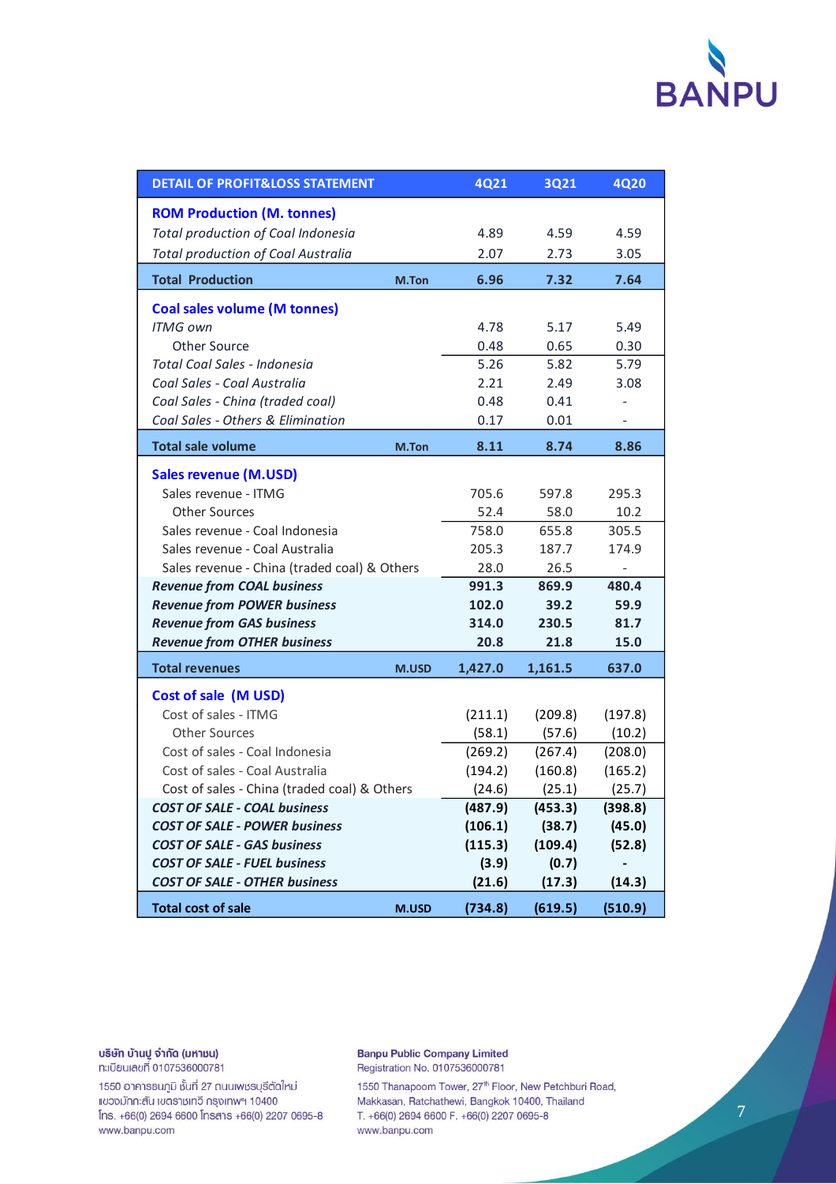| DETAIL OF PROFIT&LOSS STATEMENT | | 4Q21 | 3Q21 | 4Q20 |
|---|---|---|---|---|
| **ROM Production (M. tonnes)** | | | | |
| *Total production of Coal Indonesia* | | 4.89 | 4.59 | 4.59 |
| *Total production of Coal Australia* | | 2.07 | 2.73 | 3.05 |
| **Total Production** | **M.Ton** | **6.96** | **7.32** | **7.64** |
| **Coal sales volume (M tonnes)** | | | | |
| *ITMG own* | | 4.78 | 5.17 | 5.49 |
| Other Source | | 0.48 | 0.65 | 0.30 |
| *Total Coal Sales - Indonesia* | | 5.26 | 5.82 | 5.79 |
| *Coal Sales - Coal Australia* | | 2.21 | 2.49 | 3.08 |
| *Coal Sales - China (traded coal)* | | 0.48 | 0.41 | - |
| *Coal Sales - Others & Elimination* | | 0.17 | 0.01 | - |
| **Total sale volume** | **M.Ton** | **8.11** | **8.74** | **8.86** |
| **Sales revenue (M.USD)** | | | | |
| Sales revenue - ITMG | | 705.6 | 597.8 | 295.3 |
| Other Sources | | 52.4 | 58.0 | 10.2 |
| Sales revenue - Coal Indonesia | | 758.0 | 655.8 | 305.5 |
| Sales revenue - Coal Australia | | 205.3 | 187.7 | 174.9 |
| Sales revenue - China (traded coal) & Others | | 28.0 | 26.5 | - |
| ***Revenue from COAL business*** | | **991.3** | **869.9** | **480.4** |
| ***Revenue from POWER business*** | | **102.0** | **39.2** | **59.9** |
| ***Revenue from GAS business*** | | **314.0** | **230.5** | **81.7** |
| ***Revenue from OTHER business*** | | **20.8** | **21.8** | **15.0** |
| **Total revenues** | **M.USD** | **1,427.0** | **1,161.5** | **637.0** |
| **Cost of sale (M USD)** | | | | |
| Cost of sales - ITMG | | (211.1) | (209.8) | (197.8) |
| Other Sources | | (58.1) | (57.6) | (10.2) |
| Cost of sales - Coal Indonesia | | (269.2) | (267.4) | (208.0) |
| Cost of sales - Coal Australia | | (194.2) | (160.8) | (165.2) |
| Cost of sales - China (traded coal) & Others | | (24.6) | (25.1) | (25.7) |
| ***COST OF SALE - COAL business*** | | **(487.9)** | **(453.3)** | **(398.8)** |
| ***COST OF SALE - POWER business*** | | **(106.1)** | **(38.7)** | **(45.0)** |
| ***COST OF SALE - GAS business*** | | **(115.3)** | **(109.4)** | **(52.8)** |
| ***COST OF SALE - FUEL business*** | | **(3.9)** | **(0.7)** | **-** |
| ***COST OF SALE - OTHER business*** | | **(21.6)** | **(17.3)** | **(14.3)** |
| **Total cost of sale** | **M.USD** | **(734.8)** | **(619.5)** | **(510.9)** |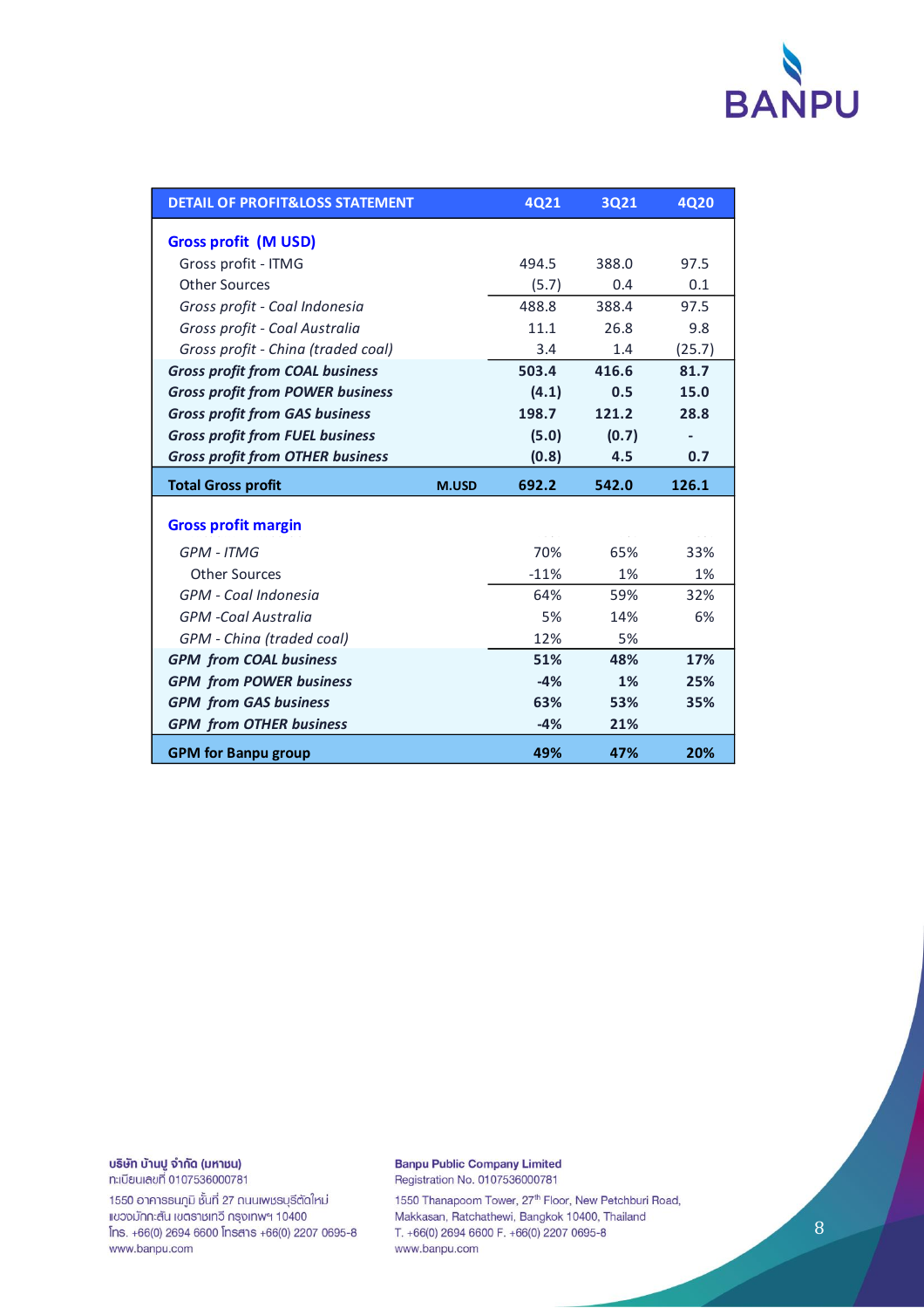| DETAIL OF PROFIT&LOSS STATEMENT | | 4Q21 | 3Q21 | 4Q20 |
|---|---|---|---|---|
| **Gross profit (M USD)** | | | | |
| Gross profit - ITMG | | 494.5 | 388.0 | 97.5 |
| Other Sources | | (5.7) | 0.4 | 0.1 |
| *Gross profit - Coal Indonesia* | | 488.8 | 388.4 | 97.5 |
| *Gross profit - Coal Australia* | | 11.1 | 26.8 | 9.8 |
| *Gross profit - China (traded coal)* | | 3.4 | 1.4 | (25.7) |
| ***Gross profit from COAL business*** | | **503.4** | **416.6** | **81.7** |
| ***Gross profit from POWER business*** | | **(4.1)** | **0.5** | **15.0** |
| ***Gross profit from GAS business*** | | **198.7** | **121.2** | **28.8** |
| ***Gross profit from FUEL business*** | | **(5.0)** | **(0.7)** | **-** |
| ***Gross profit from OTHER business*** | | **(0.8)** | **4.5** | **0.7** |
| **Total Gross profit** | **M.USD** | **692.2** | **542.0** | **126.1** |
| **Gross profit margin** | | | | |
| *GPM - ITMG* | | 70% | 65% | 33% |
| Other Sources | | -11% | 1% | 1% |
| *GPM - Coal Indonesia* | | 64% | 59% | 32% |
| *GPM -Coal Australia* | | 5% | 14% | 6% |
| *GPM - China (traded coal)* | | 12% | 5% | |
| ***GPM from COAL business*** | | **51%** | **48%** | **17%** |
| ***GPM from POWER business*** | | **-4%** | **1%** | **25%** |
| ***GPM from GAS business*** | | **63%** | **53%** | **35%** |
| ***GPM from OTHER business*** | | **-4%** | **21%** | |
| **GPM for Banpu group** | | **49%** | **47%** | **20%** |

บริษัท บ้านปู จำกัด (มหาชน)
ทะเบียนเลขที่ 0107536000781
1550 อาคารธนภูมิ ชั้นที่ 27 ถนนเพชรบุรีตัดใหม่
แขวงมักกะสัน เขตราชเทวี กรุงเทพฯ 10400
โทร. +66(0) 2694 6600 โทรสาร +66(0) 2207 0695-8
www.banpu.com

**Banpu Public Company Limited**
Registration No. 0107536000781
1550 Thanapoom Tower, 27th Floor, New Petchburi Road,
Makkasan, Ratchathewi, Bangkok 10400, Thailand
T. +66(0) 2694 6600 F. +66(0) 2207 0695-8
www.banpu.com